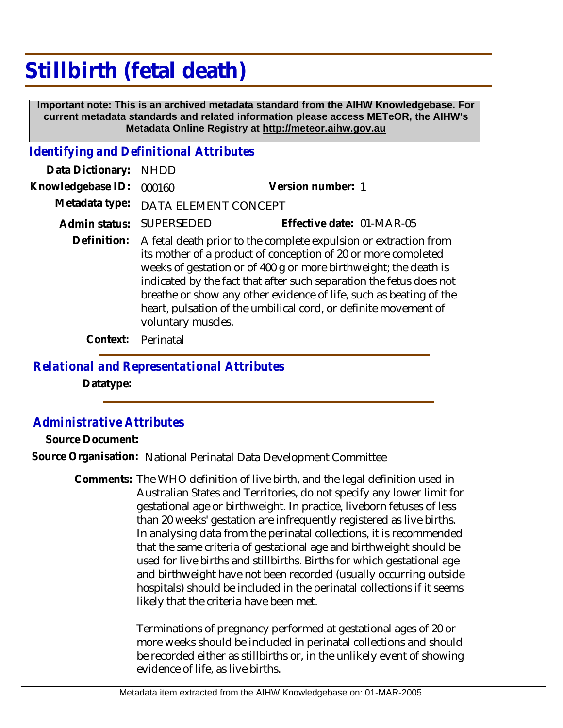# Stillbirth (fetal death)

**Important note: This is an archived metadata standard from the AIHW Knowledgebase. For current metadata standards and related information please access METeOR, the AIHW's Metadata Online Registry at http://meteor.aihw.gov.au**

## *Identifying and Definitional Attributes*

**Data Dictionary:** NHDD

**Knowledgebase ID:** 000160 **Version number:** 1

**Metadata type:** DATA ELEMENT CONCEPT

**Admin status:** SUPERSEDED **Effective date:** 01-MAR-05

**Definition:** A fetal death prior to the complete expulsion or extraction from its mother of a product of conception of 20 or more completed weeks of gestation or of 400 g or more birthweight; the death is indicated by the fact that after such separation the fetus does not breathe or show any other evidence of life, such as beating of the heart, pulsation of the umbilical cord, or definite movement of voluntary muscles.

**Context:** Perinatal

## *Relational and Representational Attributes*

**Datatype:**

## *Administrative Attributes*

**Source Document:**

**Source Organisation:** National Perinatal Data Development Committee

**Comments:** The WHO definition of live birth, and the legal definition used in Australian States and Territories, do not specify any lower limit for gestational age or birthweight. In practice, liveborn fetuses of less than 20 weeks' gestation are infrequently registered as live births. In analysing data from the perinatal collections, it is recommended that the same criteria of gestational age and birthweight should be used for live births and stillbirths. Births for which gestational age and birthweight have not been recorded (usually occurring outside hospitals) should be included in the perinatal collections if it seems likely that the criteria have been met.

Terminations of pregnancy performed at gestational ages of 20 or more weeks should be included in perinatal collections and should be recorded either as stillbirths or, in the unlikely event of showing evidence of life, as live births.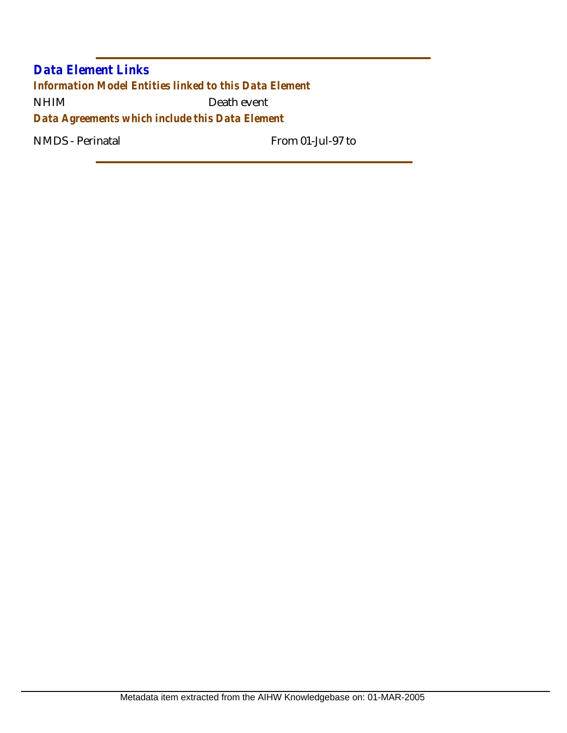## Data Element Links

### Information Model Entities linked to this Data Element

| | |
|---|---|
| NHIM | Death event |

### Data Agreements which include this Data Element

| | |
|---|---|
| NMDS - Perinatal | From 01-Jul-97 to |

Metadata item extracted from the AIHW Knowledgebase on: 01-MAR-2005